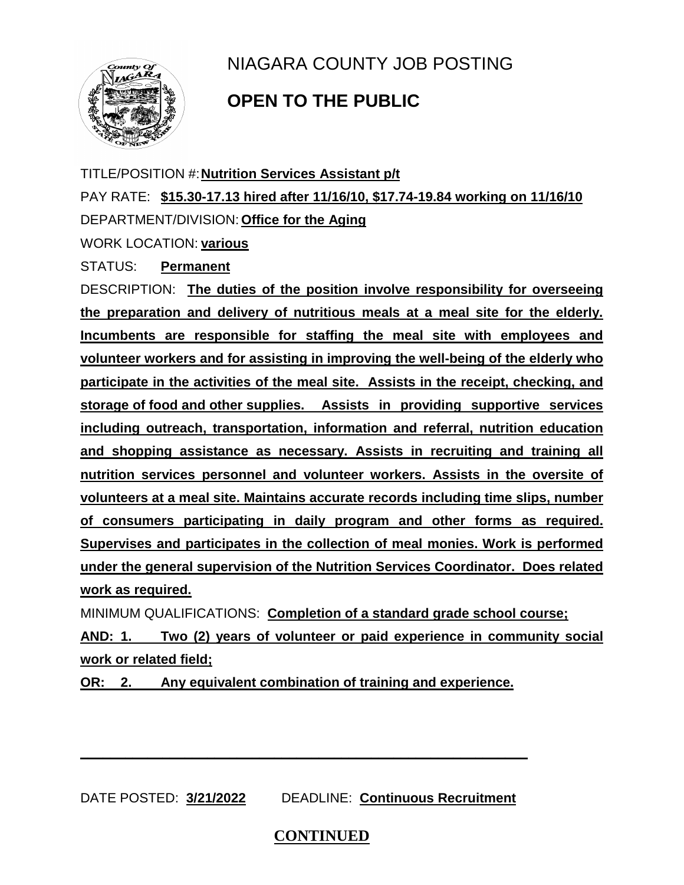# NIAGARA COUNTY JOB POSTING

## OPEN TO THE PUBLIC

TITLE/POSITION #: **Nutrition Services Assistant p/t**

PAY RATE: **$15.30-17.13 hired after 11/16/10, $17.74-19.84 working on 11/16/10**

DEPARTMENT/DIVISION: **Office for the Aging**

WORK LOCATION: **various**

STATUS: **Permanent**

DESCRIPTION: **The duties of the position involve responsibility for overseeing the preparation and delivery of nutritious meals at a meal site for the elderly. Incumbents are responsible for staffing the meal site with employees and volunteer workers and for assisting in improving the well-being of the elderly who participate in the activities of the meal site. Assists in the receipt, checking, and storage of food and other supplies. Assists in providing supportive services including outreach, transportation, information and referral, nutrition education and shopping assistance as necessary. Assists in recruiting and training all nutrition services personnel and volunteer workers. Assists in the oversite of volunteers at a meal site. Maintains accurate records including time slips, number of consumers participating in daily program and other forms as required. Supervises and participates in the collection of meal monies. Work is performed under the general supervision of the Nutrition Services Coordinator. Does related work as required.**

MINIMUM QUALIFICATIONS: **Completion of a standard grade school course;**

**AND: 1. Two (2) years of volunteer or paid experience in community social work or related field;**

**OR: 2. Any equivalent combination of training and experience.**

---

DATE POSTED: **3/21/2022** DEADLINE: **Continuous Recruitment**

**CONTINUED**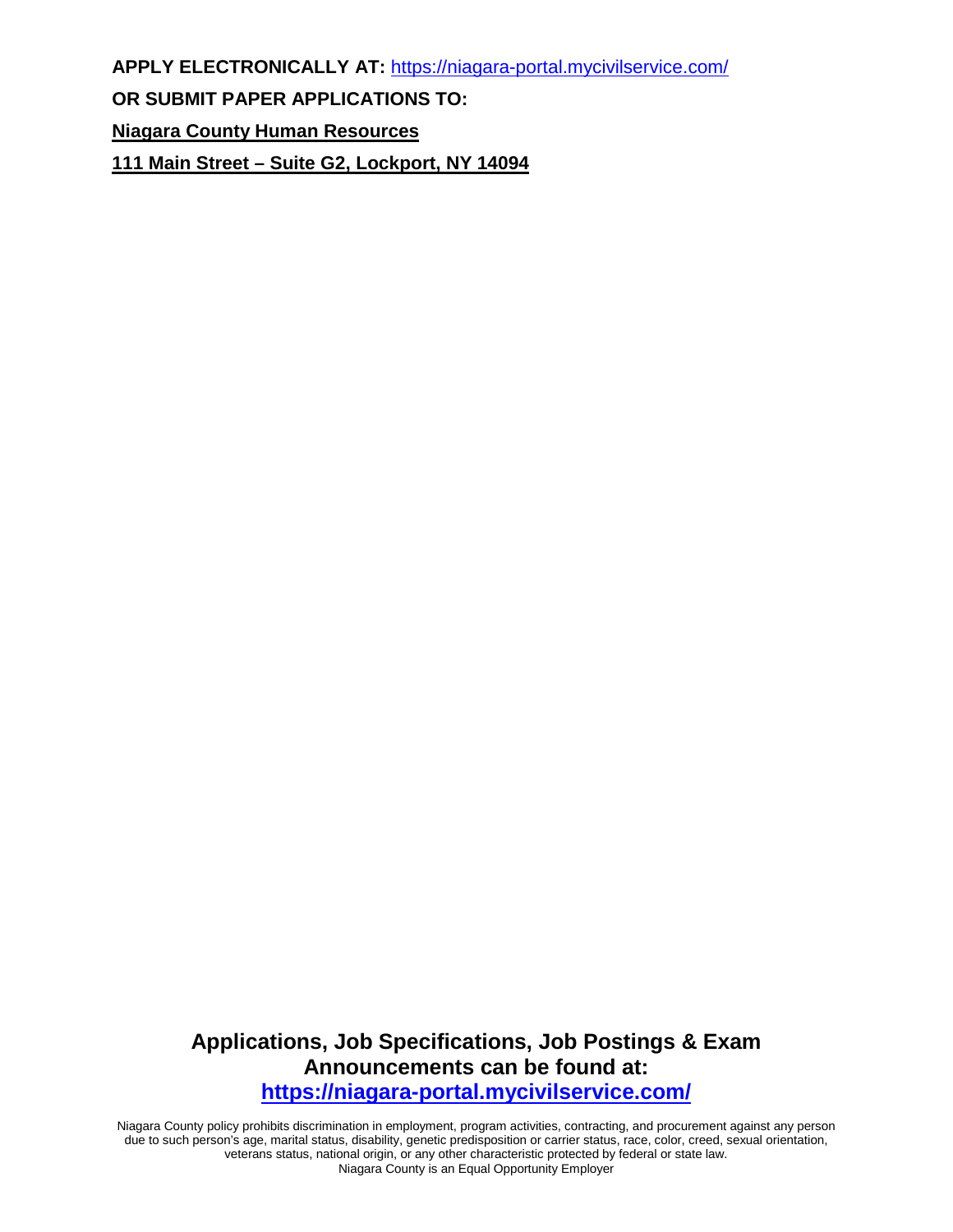**APPLY ELECTRONICALLY AT:** https://niagara-portal.mycivilservice.com/

**OR SUBMIT PAPER APPLICATIONS TO:**

**Niagara County Human Resources**

**111 Main Street – Suite G2, Lockport, NY 14094**

**Applications, Job Specifications, Job Postings & Exam Announcements can be found at:**
**https://niagara-portal.mycivilservice.com/**

Niagara County policy prohibits discrimination in employment, program activities, contracting, and procurement against any person due to such person's age, marital status, disability, genetic predisposition or carrier status, race, color, creed, sexual orientation, veterans status, national origin, or any other characteristic protected by federal or state law.
Niagara County is an Equal Opportunity Employer